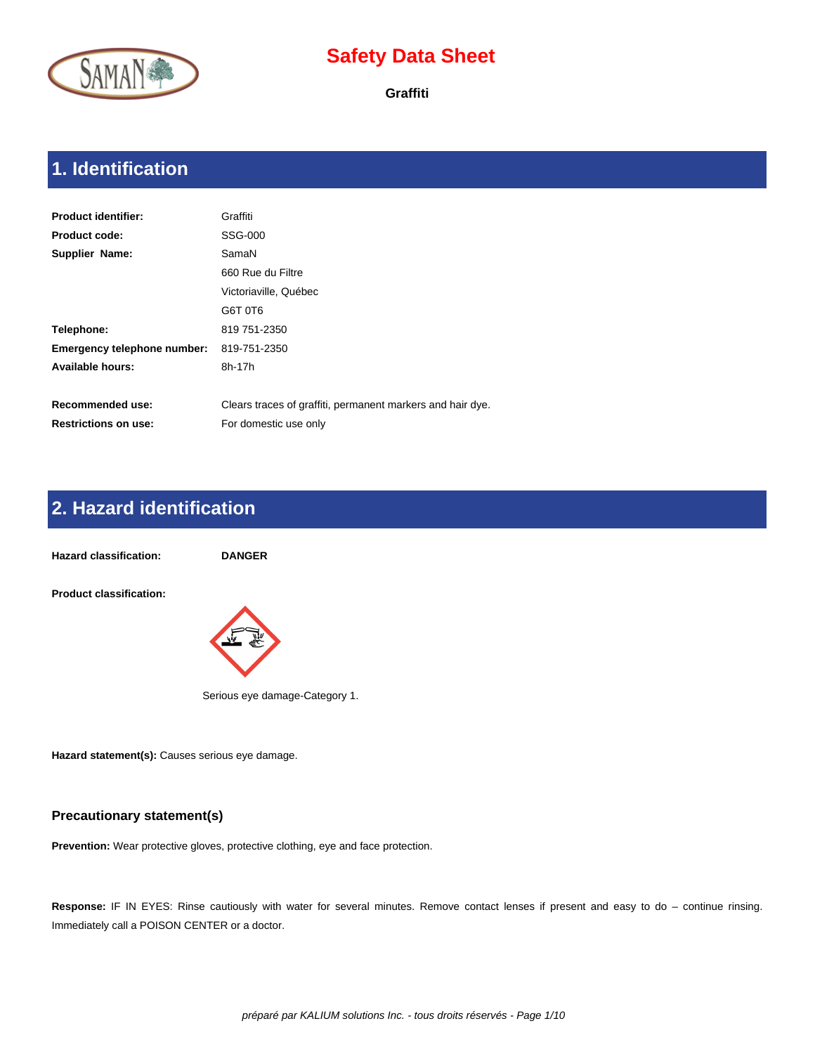# Safety Data Sheet

**Graffiti**

## 1. Identification

| | |
|---|---|
| **Product identifier:** | Graffiti |
| **Product code:** | SSG-000 |
| **Supplier Name:** | SamaN |
| | 660 Rue du Filtre |
| | Victoriaville, Québec |
| | G6T 0T6 |
| **Telephone:** | 819 751-2350 |
| **Emergency telephone number:** | 819-751-2350 |
| **Available hours:** | 8h-17h |
| **Recommended use:** | Clears traces of graffiti, permanent markers and hair dye. |
| **Restrictions on use:** | For domestic use only |

## 2. Hazard identification

**Hazard classification:** **DANGER**

**Product classification:**

Serious eye damage-Category 1.

**Hazard statement(s):** Causes serious eye damage.

### Precautionary statement(s)

**Prevention:** Wear protective gloves, protective clothing, eye and face protection.

**Response:** IF IN EYES: Rinse cautiously with water for several minutes. Remove contact lenses if present and easy to do – continue rinsing. Immediately call a POISON CENTER or a doctor.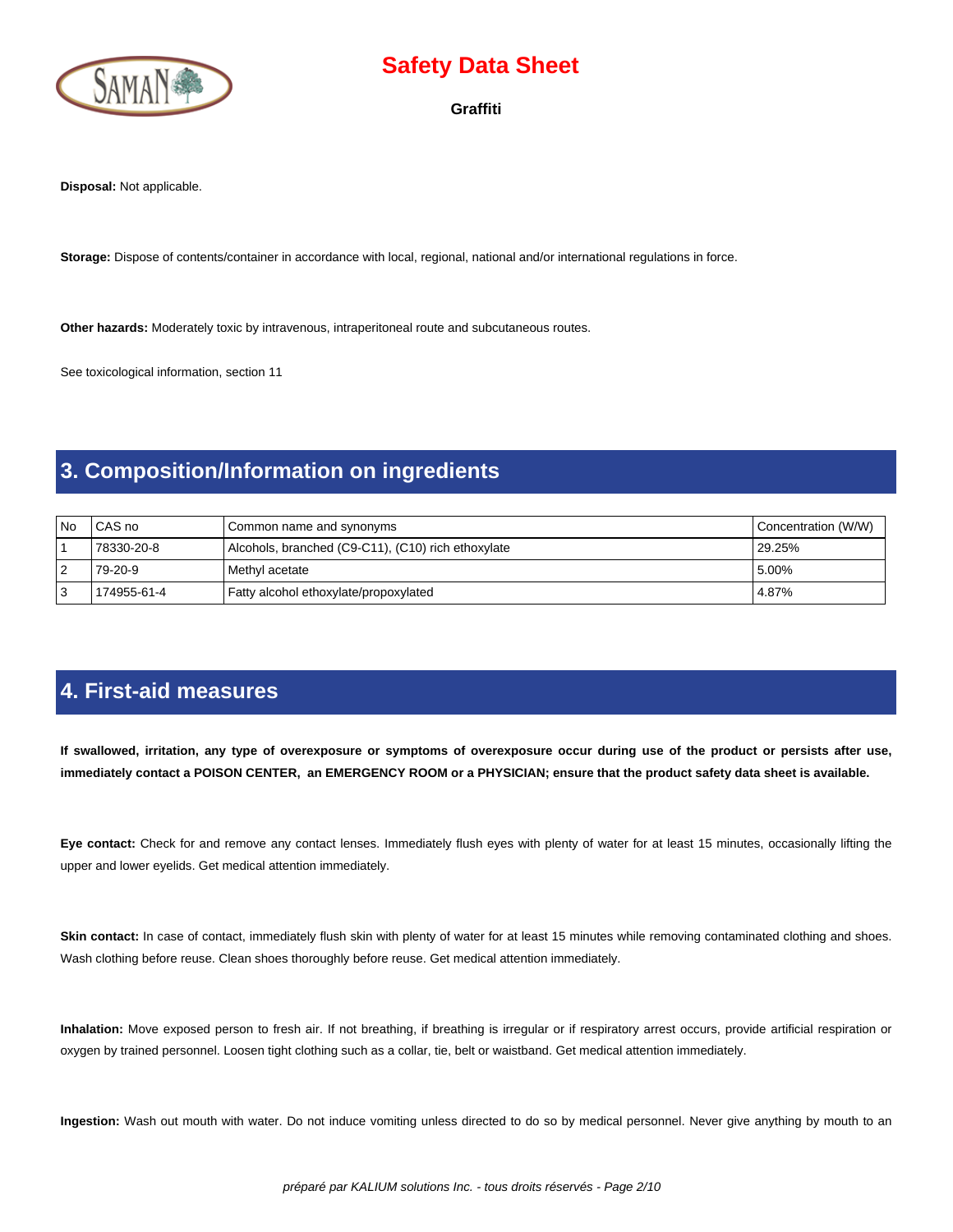**Disposal:** Not applicable.

**Storage:** Dispose of contents/container in accordance with local, regional, national and/or international regulations in force.

**Other hazards:** Moderately toxic by intravenous, intraperitoneal route and subcutaneous routes.

See toxicological information, section 11

## 3. Composition/Information on ingredients

| No | CAS no | Common name and synonyms | Concentration (W/W) |
|---|---|---|---|
| 1 | 78330-20-8 | Alcohols, branched (C9-C11), (C10) rich ethoxylate | 29.25% |
| 2 | 79-20-9 | Methyl acetate | 5.00% |
| 3 | 174955-61-4 | Fatty alcohol ethoxylate/propoxylated | 4.87% |

## 4. First-aid measures

**If swallowed, irritation, any type of overexposure or symptoms of overexposure occur during use of the product or persists after use, immediately contact a POISON CENTER, an EMERGENCY ROOM or a PHYSICIAN; ensure that the product safety data sheet is available.**

**Eye contact:** Check for and remove any contact lenses. Immediately flush eyes with plenty of water for at least 15 minutes, occasionally lifting the upper and lower eyelids. Get medical attention immediately.

**Skin contact:** In case of contact, immediately flush skin with plenty of water for at least 15 minutes while removing contaminated clothing and shoes. Wash clothing before reuse. Clean shoes thoroughly before reuse. Get medical attention immediately.

**Inhalation:** Move exposed person to fresh air. If not breathing, if breathing is irregular or if respiratory arrest occurs, provide artificial respiration or oxygen by trained personnel. Loosen tight clothing such as a collar, tie, belt or waistband. Get medical attention immediately.

**Ingestion:** Wash out mouth with water. Do not induce vomiting unless directed to do so by medical personnel. Never give anything by mouth to an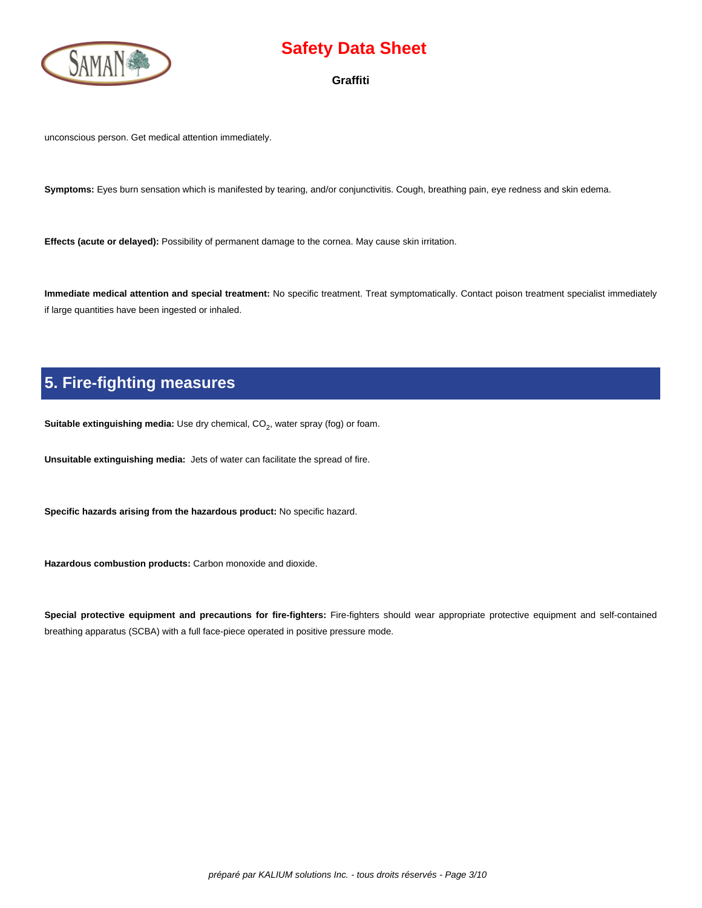unconscious person. Get medical attention immediately.

**Symptoms:** Eyes burn sensation which is manifested by tearing, and/or conjunctivitis. Cough, breathing pain, eye redness and skin edema.

**Effects (acute or delayed):** Possibility of permanent damage to the cornea. May cause skin irritation.

**Immediate medical attention and special treatment:** No specific treatment. Treat symptomatically. Contact poison treatment specialist immediately if large quantities have been ingested or inhaled.

## 5. Fire-fighting measures

**Suitable extinguishing media:** Use dry chemical, $CO_2$, water spray (fog) or foam.

**Unsuitable extinguishing media:** Jets of water can facilitate the spread of fire.

**Specific hazards arising from the hazardous product:** No specific hazard.

**Hazardous combustion products:** Carbon monoxide and dioxide.

**Special protective equipment and precautions for fire-fighters:** Fire-fighters should wear appropriate protective equipment and self-contained breathing apparatus (SCBA) with a full face-piece operated in positive pressure mode.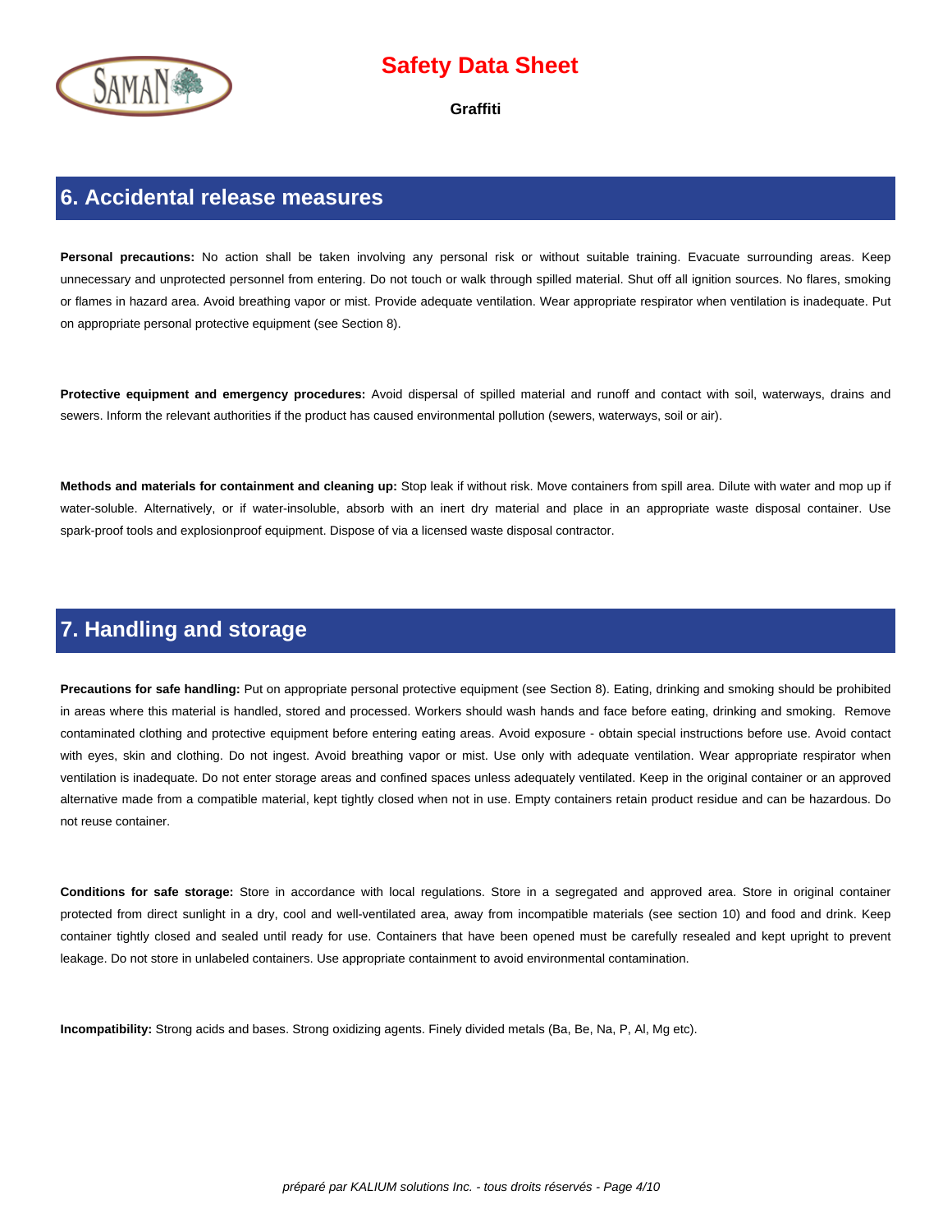## 6. Accidental release measures

**Personal precautions:** No action shall be taken involving any personal risk or without suitable training. Evacuate surrounding areas. Keep unnecessary and unprotected personnel from entering. Do not touch or walk through spilled material. Shut off all ignition sources. No flares, smoking or flames in hazard area. Avoid breathing vapor or mist. Provide adequate ventilation. Wear appropriate respirator when ventilation is inadequate. Put on appropriate personal protective equipment (see Section 8).

**Protective equipment and emergency procedures:** Avoid dispersal of spilled material and runoff and contact with soil, waterways, drains and sewers. Inform the relevant authorities if the product has caused environmental pollution (sewers, waterways, soil or air).

**Methods and materials for containment and cleaning up:** Stop leak if without risk. Move containers from spill area. Dilute with water and mop up if water-soluble. Alternatively, or if water-insoluble, absorb with an inert dry material and place in an appropriate waste disposal container. Use spark-proof tools and explosionproof equipment. Dispose of via a licensed waste disposal contractor.

## 7. Handling and storage

**Precautions for safe handling:** Put on appropriate personal protective equipment (see Section 8). Eating, drinking and smoking should be prohibited in areas where this material is handled, stored and processed. Workers should wash hands and face before eating, drinking and smoking. Remove contaminated clothing and protective equipment before entering eating areas. Avoid exposure - obtain special instructions before use. Avoid contact with eyes, skin and clothing. Do not ingest. Avoid breathing vapor or mist. Use only with adequate ventilation. Wear appropriate respirator when ventilation is inadequate. Do not enter storage areas and confined spaces unless adequately ventilated. Keep in the original container or an approved alternative made from a compatible material, kept tightly closed when not in use. Empty containers retain product residue and can be hazardous. Do not reuse container.

**Conditions for safe storage:** Store in accordance with local regulations. Store in a segregated and approved area. Store in original container protected from direct sunlight in a dry, cool and well-ventilated area, away from incompatible materials (see section 10) and food and drink. Keep container tightly closed and sealed until ready for use. Containers that have been opened must be carefully resealed and kept upright to prevent leakage. Do not store in unlabeled containers. Use appropriate containment to avoid environmental contamination.

**Incompatibility:** Strong acids and bases. Strong oxidizing agents. Finely divided metals (Ba, Be, Na, P, Al, Mg etc).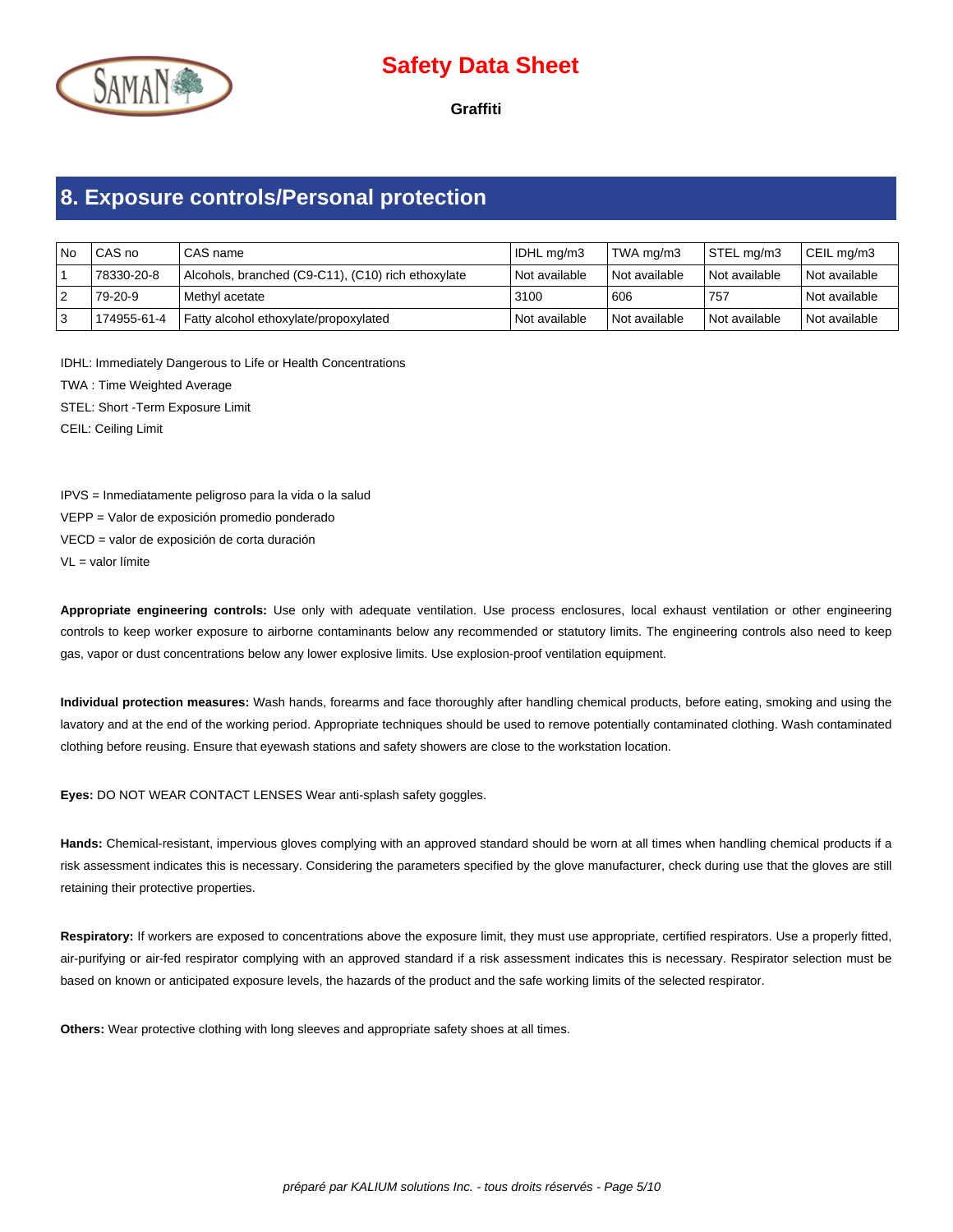## 8. Exposure controls/Personal protection

| No | CAS no | CAS name | IDHL mg/m3 | TWA mg/m3 | STEL mg/m3 | CEIL mg/m3 |
|---|---|---|---|---|---|---|
| 1 | 78330-20-8 | Alcohols, branched (C9-C11), (C10) rich ethoxylate | Not available | Not available | Not available | Not available |
| 2 | 79-20-9 | Methyl acetate | 3100 | 606 | 757 | Not available |
| 3 | 174955-61-4 | Fatty alcohol ethoxylate/propoxylated | Not available | Not available | Not available | Not available |

IDHL: Immediately Dangerous to Life or Health Concentrations

TWA : Time Weighted Average

STEL: Short -Term Exposure Limit

CEIL: Ceiling Limit

IPVS = Inmediatamente peligroso para la vida o la salud

VEPP = Valor de exposición promedio ponderado

VECD = valor de exposición de corta duración

VL = valor límite

**Appropriate engineering controls:** Use only with adequate ventilation. Use process enclosures, local exhaust ventilation or other engineering controls to keep worker exposure to airborne contaminants below any recommended or statutory limits. The engineering controls also need to keep gas, vapor or dust concentrations below any lower explosive limits. Use explosion-proof ventilation equipment.

**Individual protection measures:** Wash hands, forearms and face thoroughly after handling chemical products, before eating, smoking and using the lavatory and at the end of the working period. Appropriate techniques should be used to remove potentially contaminated clothing. Wash contaminated clothing before reusing. Ensure that eyewash stations and safety showers are close to the workstation location.

**Eyes:** DO NOT WEAR CONTACT LENSES Wear anti-splash safety goggles.

**Hands:** Chemical-resistant, impervious gloves complying with an approved standard should be worn at all times when handling chemical products if a risk assessment indicates this is necessary. Considering the parameters specified by the glove manufacturer, check during use that the gloves are still retaining their protective properties.

**Respiratory:** If workers are exposed to concentrations above the exposure limit, they must use appropriate, certified respirators. Use a properly fitted, air-purifying or air-fed respirator complying with an approved standard if a risk assessment indicates this is necessary. Respirator selection must be based on known or anticipated exposure levels, the hazards of the product and the safe working limits of the selected respirator.

**Others:** Wear protective clothing with long sleeves and appropriate safety shoes at all times.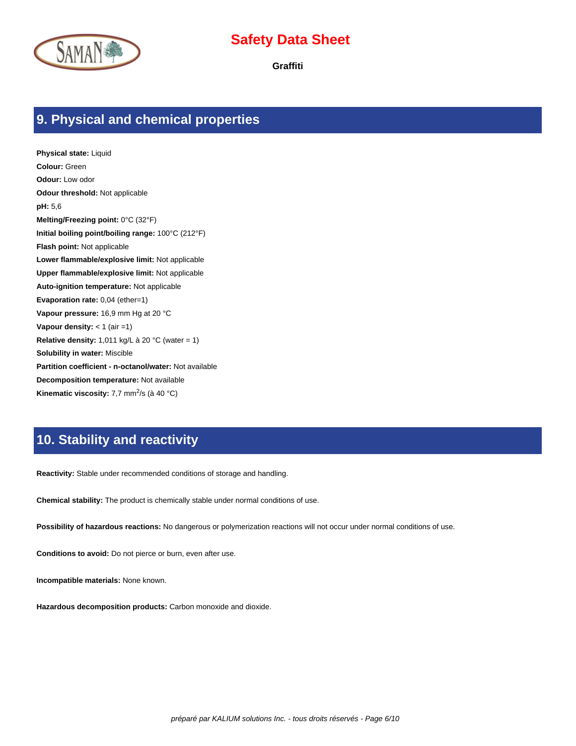## 9. Physical and chemical properties

**Physical state:** Liquid
**Colour:** Green
**Odour:** Low odor
**Odour threshold:** Not applicable
**pH:** 5,6
**Melting/Freezing point:** 0°C (32°F)
**Initial boiling point/boiling range:** 100°C (212°F)
**Flash point:** Not applicable
**Lower flammable/explosive limit:** Not applicable
**Upper flammable/explosive limit:** Not applicable
**Auto-ignition temperature:** Not applicable
**Evaporation rate:** 0,04 (ether=1)
**Vapour pressure:** 16,9 mm Hg at 20 °C
**Vapour density:** < 1 (air =1)
**Relative density:** 1,011 kg/L à 20 °C (water = 1)
**Solubility in water:** Miscible
**Partition coefficient - n-octanol/water:** Not available
**Decomposition temperature:** Not available
**Kinematic viscosity:** 7,7 $mm^2/s$ (à 40 °C)

## 10. Stability and reactivity

**Reactivity:** Stable under recommended conditions of storage and handling.

**Chemical stability:** The product is chemically stable under normal conditions of use.

**Possibility of hazardous reactions:** No dangerous or polymerization reactions will not occur under normal conditions of use.

**Conditions to avoid:** Do not pierce or burn, even after use.

**Incompatible materials:** None known.

**Hazardous decomposition products:** Carbon monoxide and dioxide.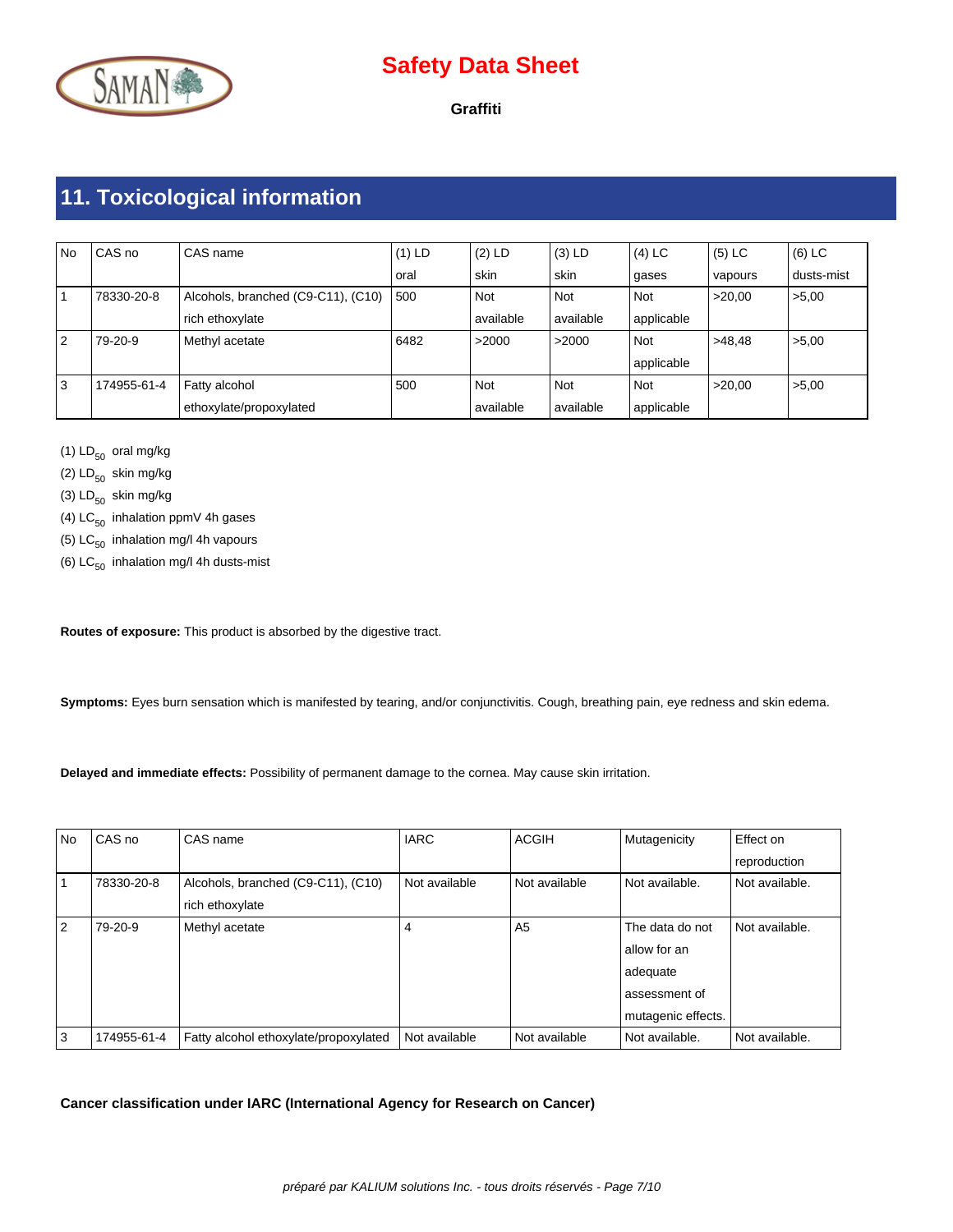## 11. Toxicological information

| No | CAS no | CAS name | (1) LD oral | (2) LD skin | (3) LD skin | (4) LC gases | (5) LC vapours | (6) LC dusts-mist |
|---|---|---|---|---|---|---|---|---|
| 1 | 78330-20-8 | Alcohols, branched (C9-C11), (C10) rich ethoxylate | 500 | Not available | Not available | Not applicable | >20,00 | >5,00 |
| 2 | 79-20-9 | Methyl acetate | 6482 | >2000 | >2000 | Not applicable | >48,48 | >5,00 |
| 3 | 174955-61-4 | Fatty alcohol ethoxylate/propoxylated | 500 | Not available | Not available | Not applicable | >20,00 | >5,00 |

(1) $LD_{50}$ oral mg/kg

(2) $LD_{50}$ skin mg/kg

(3) $LD_{50}$ skin mg/kg

(4) $LC_{50}$ inhalation ppmV 4h gases

(5) $LC_{50}$ inhalation mg/l 4h vapours

(6) $LC_{50}$ inhalation mg/l 4h dusts-mist

**Routes of exposure:** This product is absorbed by the digestive tract.

**Symptoms:** Eyes burn sensation which is manifested by tearing, and/or conjunctivitis. Cough, breathing pain, eye redness and skin edema.

**Delayed and immediate effects:** Possibility of permanent damage to the cornea. May cause skin irritation.

| No | CAS no | CAS name | IARC | ACGIH | Mutagenicity | Effect on reproduction |
|---|---|---|---|---|---|---|
| 1 | 78330-20-8 | Alcohols, branched (C9-C11), (C10) rich ethoxylate | Not available | Not available | Not available. | Not available. |
| 2 | 79-20-9 | Methyl acetate | 4 | A5 | The data do not allow for an adequate assessment of mutagenic effects. | Not available. |
| 3 | 174955-61-4 | Fatty alcohol ethoxylate/propoxylated | Not available | Not available | Not available. | Not available. |

**Cancer classification under IARC (International Agency for Research on Cancer)**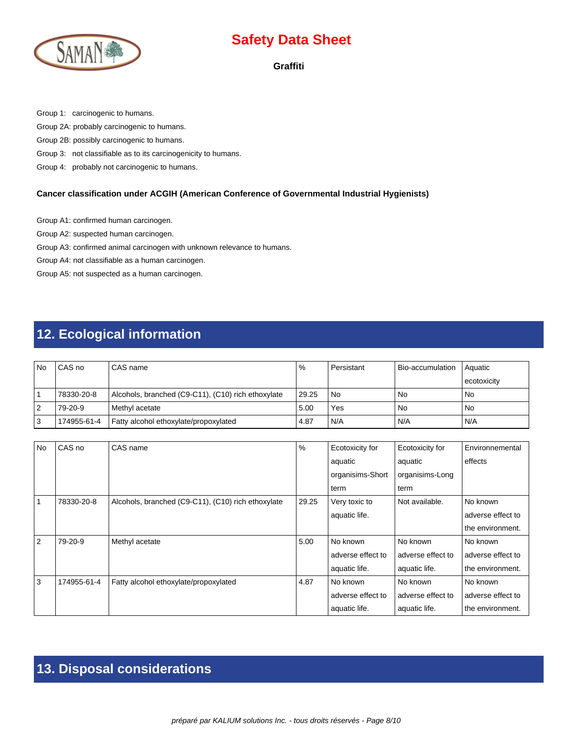Group 1: carcinogenic to humans.

Group 2A: probably carcinogenic to humans.

Group 2B: possibly carcinogenic to humans.

Group 3: not classifiable as to its carcinogenicity to humans.

Group 4: probably not carcinogenic to humans.

**Cancer classification under ACGIH (American Conference of Governmental Industrial Hygienists)**

Group A1: confirmed human carcinogen.

Group A2: suspected human carcinogen.

Group A3: confirmed animal carcinogen with unknown relevance to humans.

Group A4: not classifiable as a human carcinogen.

Group A5: not suspected as a human carcinogen.

## 12. Ecological information

| No | CAS no | CAS name | % | Persistant | Bio-accumulation | Aquatic ecotoxicity |
|---|---|---|---|---|---|---|
| 1 | 78330-20-8 | Alcohols, branched (C9-C11), (C10) rich ethoxylate | 29.25 | No | No | No |
| 2 | 79-20-9 | Methyl acetate | 5.00 | Yes | No | No |
| 3 | 174955-61-4 | Fatty alcohol ethoxylate/propoxylated | 4.87 | N/A | N/A | N/A |

| No | CAS no | CAS name | % | Ecotoxicity for aquatic organisims-Short term | Ecotoxicity for aquatic organisims-Long term | Environnemental effects |
|---|---|---|---|---|---|---|
| 1 | 78330-20-8 | Alcohols, branched (C9-C11), (C10) rich ethoxylate | 29.25 | Very toxic to aquatic life. | Not available. | No known adverse effect to the environment. |
| 2 | 79-20-9 | Methyl acetate | 5.00 | No known adverse effect to aquatic life. | No known adverse effect to aquatic life. | No known adverse effect to the environment. |
| 3 | 174955-61-4 | Fatty alcohol ethoxylate/propoxylated | 4.87 | No known adverse effect to aquatic life. | No known adverse effect to aquatic life. | No known adverse effect to the environment. |

## 13. Disposal considerations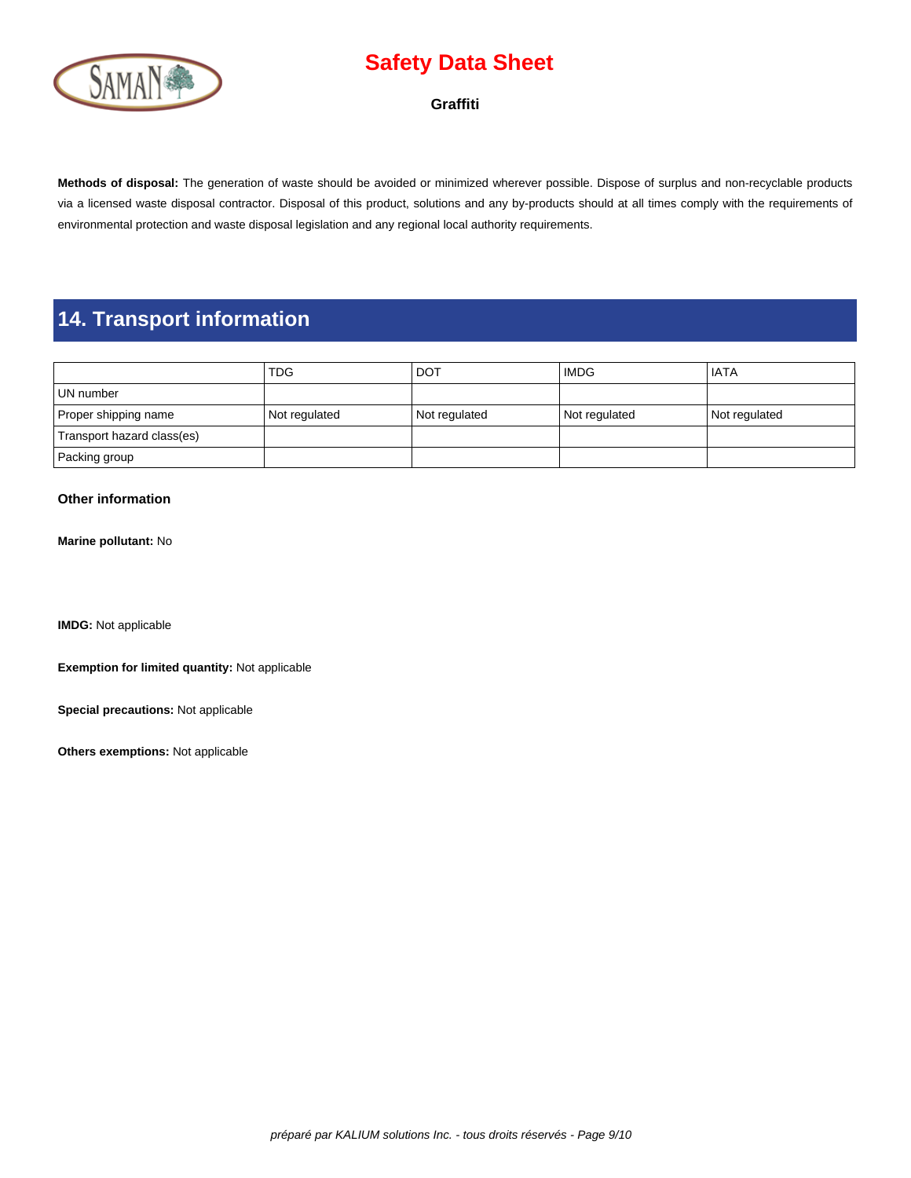**Methods of disposal:** The generation of waste should be avoided or minimized wherever possible. Dispose of surplus and non-recyclable products via a licensed waste disposal contractor. Disposal of this product, solutions and any by-products should at all times comply with the requirements of environmental protection and waste disposal legislation and any regional local authority requirements.

## 14. Transport information

| | TDG | DOT | IMDG | IATA |
|---|---|---|---|---|
| UN number | | | | |
| Proper shipping name | Not regulated | Not regulated | Not regulated | Not regulated |
| Transport hazard class(es) | | | | |
| Packing group | | | | |

### Other information

**Marine pollutant:** No

**IMDG:** Not applicable

**Exemption for limited quantity:** Not applicable

**Special precautions:** Not applicable

**Others exemptions:** Not applicable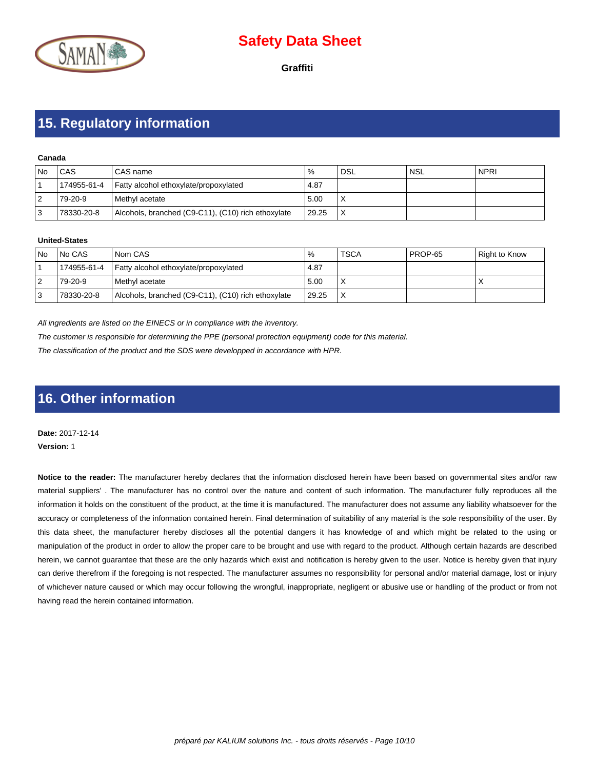# Safety Data Sheet

**Graffiti**

## 15. Regulatory information

**Canada**

| No | CAS | CAS name | % | DSL | NSL | NPRI |
|---|---|---|---|---|---|---|
| 1 | 174955-61-4 | Fatty alcohol ethoxylate/propoxylated | 4.87 | | | |
| 2 | 79-20-9 | Methyl acetate | 5.00 | X | | |
| 3 | 78330-20-8 | Alcohols, branched (C9-C11), (C10) rich ethoxylate | 29.25 | X | | |

**United-States**

| No | No CAS | Nom CAS | % | TSCA | PROP-65 | Right to Know |
|---|---|---|---|---|---|---|
| 1 | 174955-61-4 | Fatty alcohol ethoxylate/propoxylated | 4.87 | | | |
| 2 | 79-20-9 | Methyl acetate | 5.00 | X | | X |
| 3 | 78330-20-8 | Alcohols, branched (C9-C11), (C10) rich ethoxylate | 29.25 | X | | |

*All ingredients are listed on the EINECS or in compliance with the inventory.*

*The customer is responsible for determining the PPE (personal protection equipment) code for this material.*

*The classification of the product and the SDS were developped in accordance with HPR.*

## 16. Other information

**Date:** 2017-12-14

**Version:** 1

**Notice to the reader:** The manufacturer hereby declares that the information disclosed herein have been based on governmental sites and/or raw material suppliers' . The manufacturer has no control over the nature and content of such information. The manufacturer fully reproduces all the information it holds on the constituent of the product, at the time it is manufactured. The manufacturer does not assume any liability whatsoever for the accuracy or completeness of the information contained herein. Final determination of suitability of any material is the sole responsibility of the user. By this data sheet, the manufacturer hereby discloses all the potential dangers it has knowledge of and which might be related to the using or manipulation of the product in order to allow the proper care to be brought and use with regard to the product. Although certain hazards are described herein, we cannot guarantee that these are the only hazards which exist and notification is hereby given to the user. Notice is hereby given that injury can derive therefrom if the foregoing is not respected. The manufacturer assumes no responsibility for personal and/or material damage, lost or injury of whichever nature caused or which may occur following the wrongful, inappropriate, negligent or abusive use or handling of the product or from not having read the herein contained information.